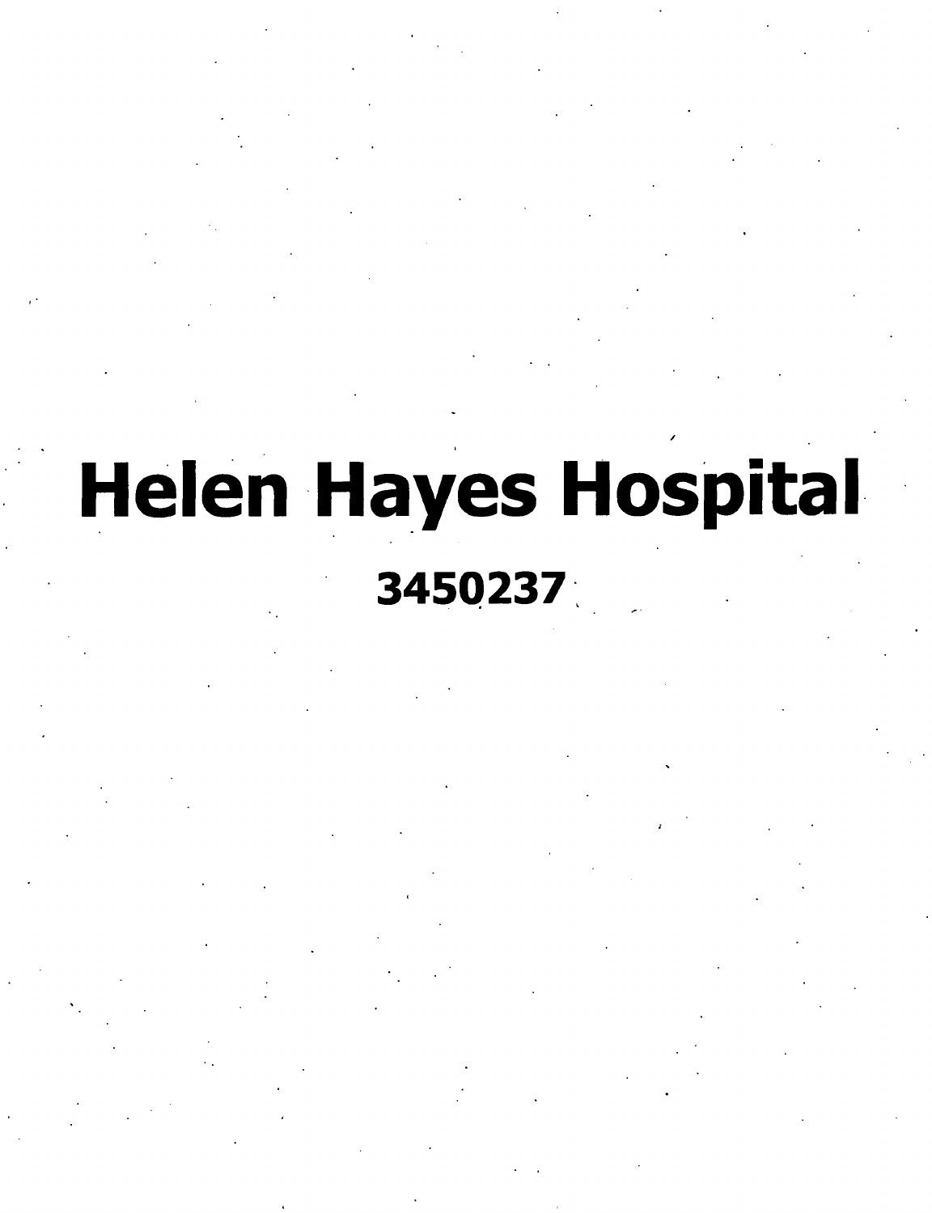# Helen Hayes Hospital

**3450237**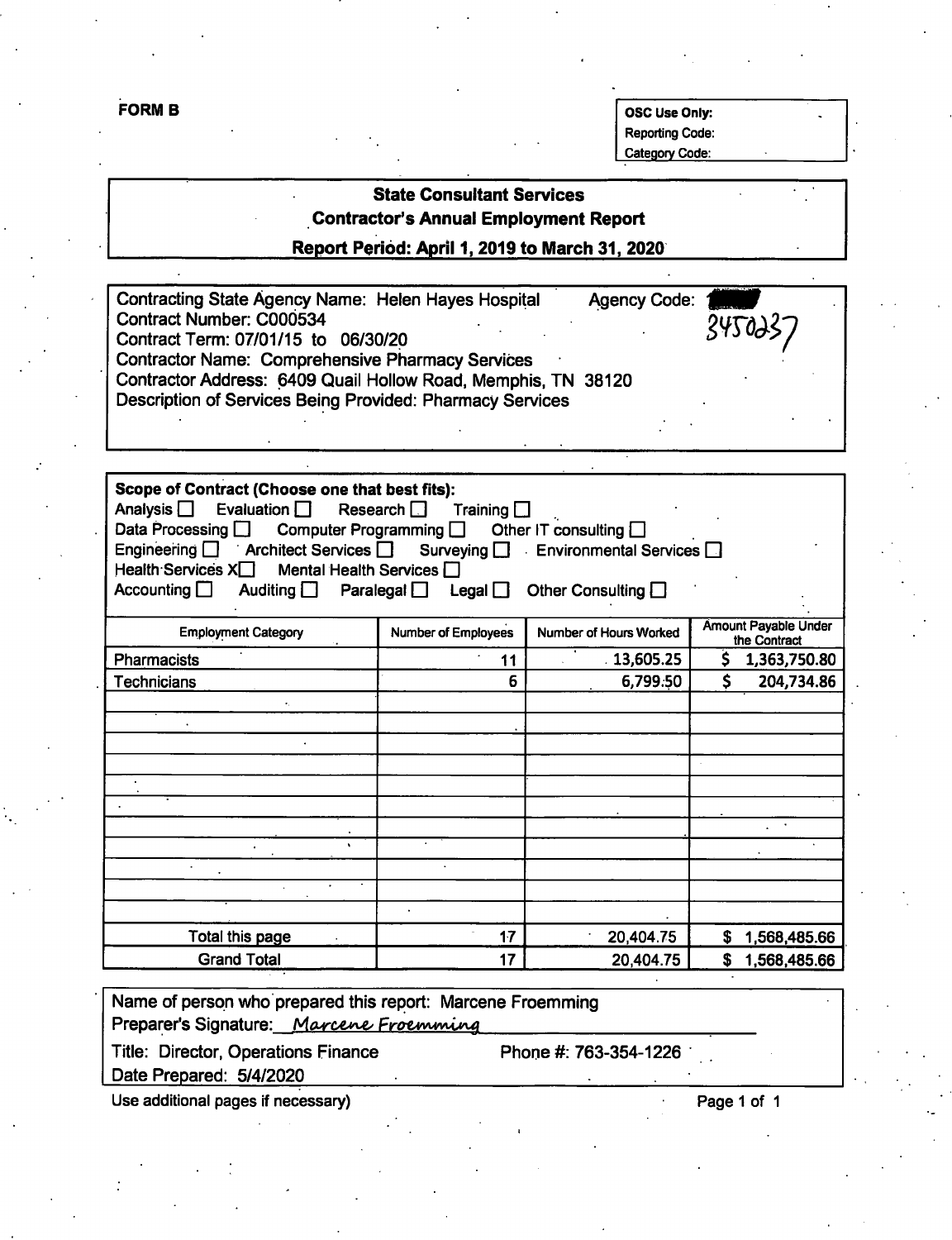FORM B

| OSC Use Only: |
| --- |
| Reporting Code: |
| Category Code: |

## State Consultant Services
## Contractor's Annual Employment Report
### Report Period: April 1, 2019 to March 31, 2020

Contracting State Agency Name: Helen Hayes Hospital  Agency Code: 3450237
Contract Number: C000534
Contract Term: 07/01/15 to 06/30/20
Contractor Name: Comprehensive Pharmacy Services
Contractor Address: 6409 Quail Hollow Road, Memphis, TN 38120
Description of Services Being Provided: Pharmacy Services

**Scope of Contract (Choose one that best fits):**
Analysis ☐ Evaluation ☐ Research ☐ Training ☐
Data Processing ☐ Computer Programming ☐ Other IT consulting ☐
Engineering ☐ Architect Services ☐ Surveying ☐ Environmental Services ☐
Health Services X☐ Mental Health Services ☐
Accounting ☐ Auditing ☐ Paralegal ☐ Legal ☐ Other Consulting ☐

| Employment Category | Number of Employees | Number of Hours Worked | Amount Payable Under the Contract |
| --- | --- | --- | --- |
| Pharmacists | 11 | 13,605.25 | $ 1,363,750.80 |
| Technicians | 6 | 6,799.50 | $ 204,734.86 |
| | | | |
| | | | |
| | | | |
| | | | |
| | | | |
| | | | |
| | | | |
| | | | |
| | | | |
| | | | |
| Total this page | 17 | 20,404.75 | $ 1,568,485.66 |
| Grand Total | 17 | 20,404.75 | $ 1,568,485.66 |

Name of person who prepared this report: Marcene Froemming
Preparer's Signature: *Marcene Froemming*
Title: Director, Operations Finance  Phone #: 763-354-1226
Date Prepared: 5/4/2020

Use additional pages if necessary)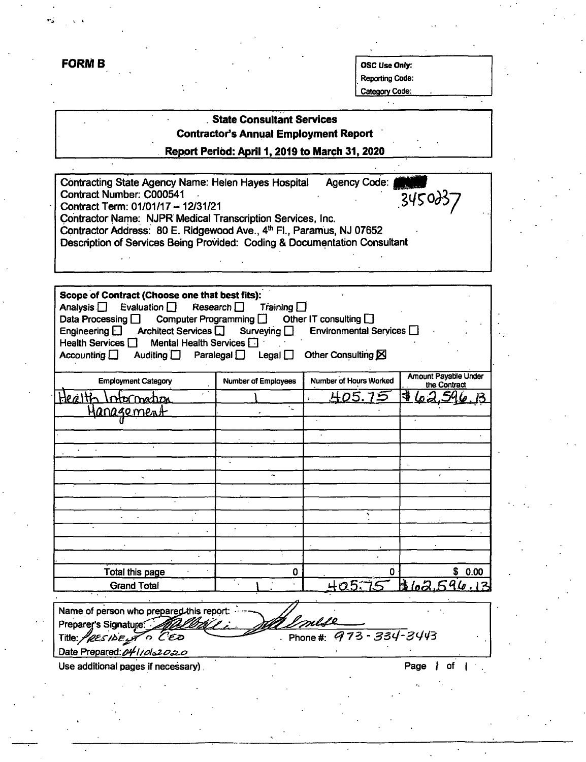**FORM B**

| OSC Use Only: |
| --- |
| Reporting Code: |
| Category Code: |

**State Consultant Services**
**Contractor's Annual Employment Report**
**Report Period: April 1, 2019 to March 31, 2020**

Contracting State Agency Name: Helen Hayes Hospital  Agency Code: 3450237
Contract Number: C000541
Contract Term: 01/01/17 – 12/31/21
Contractor Name: NJPR Medical Transcription Services, Inc.
Contractor Address: 80 E. Ridgewood Ave., 4th Fl., Paramus, NJ 07652
Description of Services Being Provided: Coding & Documentation Consultant

**Scope of Contract (Choose one that best fits):**
Analysis ☐ Evaluation ☐ Research ☐ Training ☐
Data Processing ☐ Computer Programming ☐ Other IT consulting ☐
Engineering ☐ Architect Services ☐ Surveying ☐ Environmental Services ☐
Health Services ☐ Mental Health Services ☐
Accounting ☐ Auditing ☐ Paralegal ☐ Legal ☐ Other Consulting ☒

| Employment Category | Number of Employees | Number of Hours Worked | Amount Payable Under the Contract |
| --- | --- | --- | --- |
| Health Information Management | 1 | 405.75 | $62,596.13 |
| | | | |
| | | | |
| | | | |
| | | | |
| | | | |
| | | | |
| | | | |
| | | | |
| | | | |
| | | | |
| | | | |
| Total this page | 0 | 0 | $ 0.00 |
| Grand Total | 1 | 405.75 | $62,596.13 |

Name of person who prepared this report:
Preparer's Signature: [signature]
Title: President & CEO  Phone #: 973-334-3443
Date Prepared: 04/10/2020

Use additional pages if necessary)

Page 1 of 1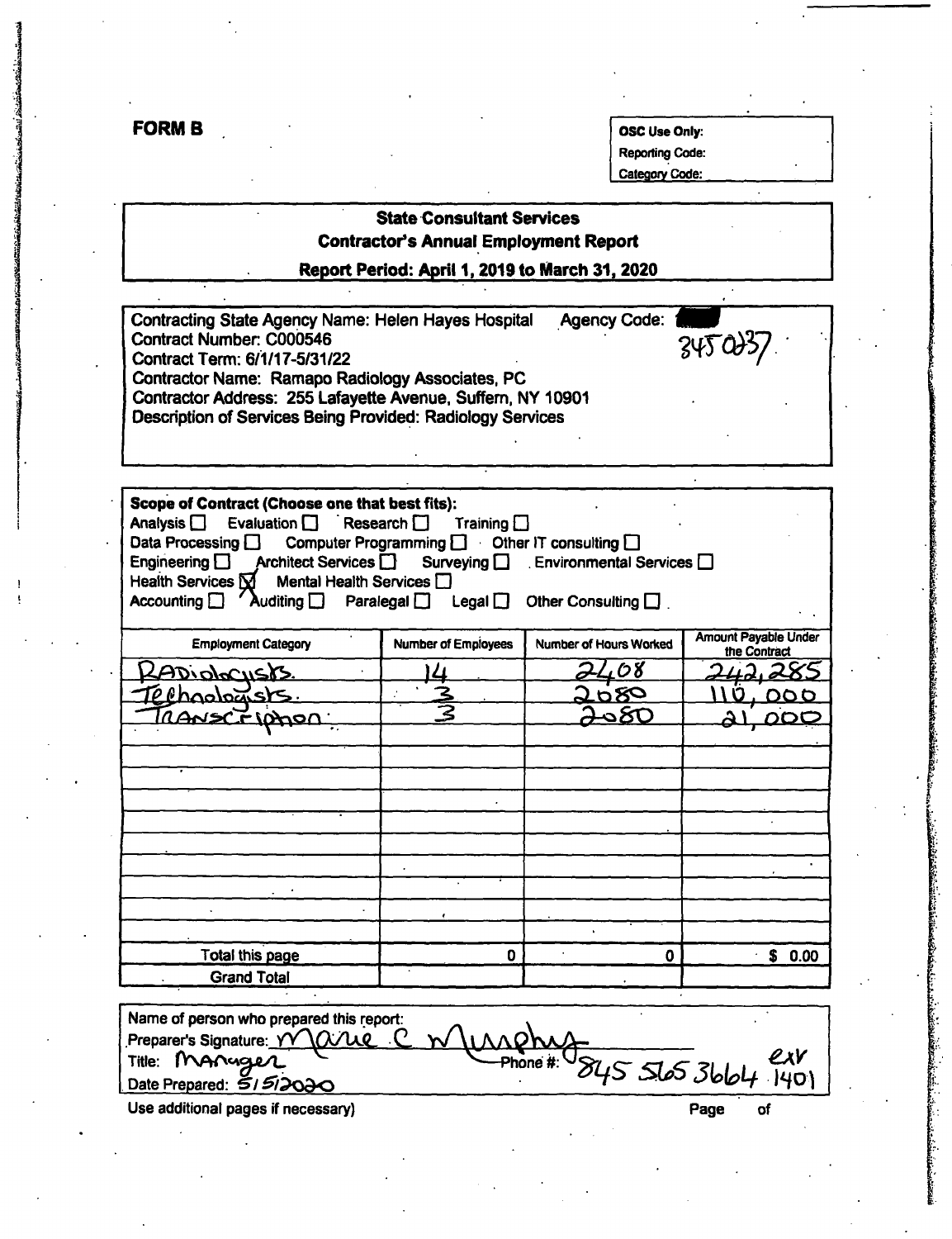**FORM B**

| OSC Use Only: |
|---|
| Reporting Code: |
| Category Code: |

## State Consultant Services
## Contractor's Annual Employment Report
## Report Period: April 1, 2019 to March 31, 2020

Contracting State Agency Name: Helen Hayes Hospital Agency Code: ■■ 3450037
Contract Number: C000546
Contract Term: 6/1/17-5/31/22
Contractor Name: Ramapo Radiology Associates, PC
Contractor Address: 255 Lafayette Avenue, Suffern, NY 10901
Description of Services Being Provided: Radiology Services

**Scope of Contract (Choose one that best fits):**
Analysis ☐ Evaluation ☐ Research ☐ Training ☐
Data Processing ☐ Computer Programming ☐ Other IT consulting ☐
Engineering ☐ Architect Services ☐ Surveying ☐ Environmental Services ☐
Health Services ☒ Mental Health Services ☐
Accounting ☐ Auditing ☐ Paralegal ☐ Legal ☐ Other Consulting ☐

| Employment Category | Number of Employees | Number of Hours Worked | Amount Payable Under the Contract |
|---|---|---|---|
| Radiologists. | 14 | 2408 | 242,285 |
| Technologists. | 3 | 2080 | 110,000 |
| Transcription. | 3 | 2080 | 21,000 |
| | | | |
| | | | |
| | | | |
| | | | |
| | | | |
| | | | |
| | | | |
| | | | |
| Total this page | 0 | 0 | $ 0.00 |
| Grand Total | | | |

Name of person who prepared this report:
Preparer's Signature: Marie C Murphy
Title: Manager Phone #: 845 565 3664 ext 1401
Date Prepared: 5/5/2020

Use additional pages if necessary) Page of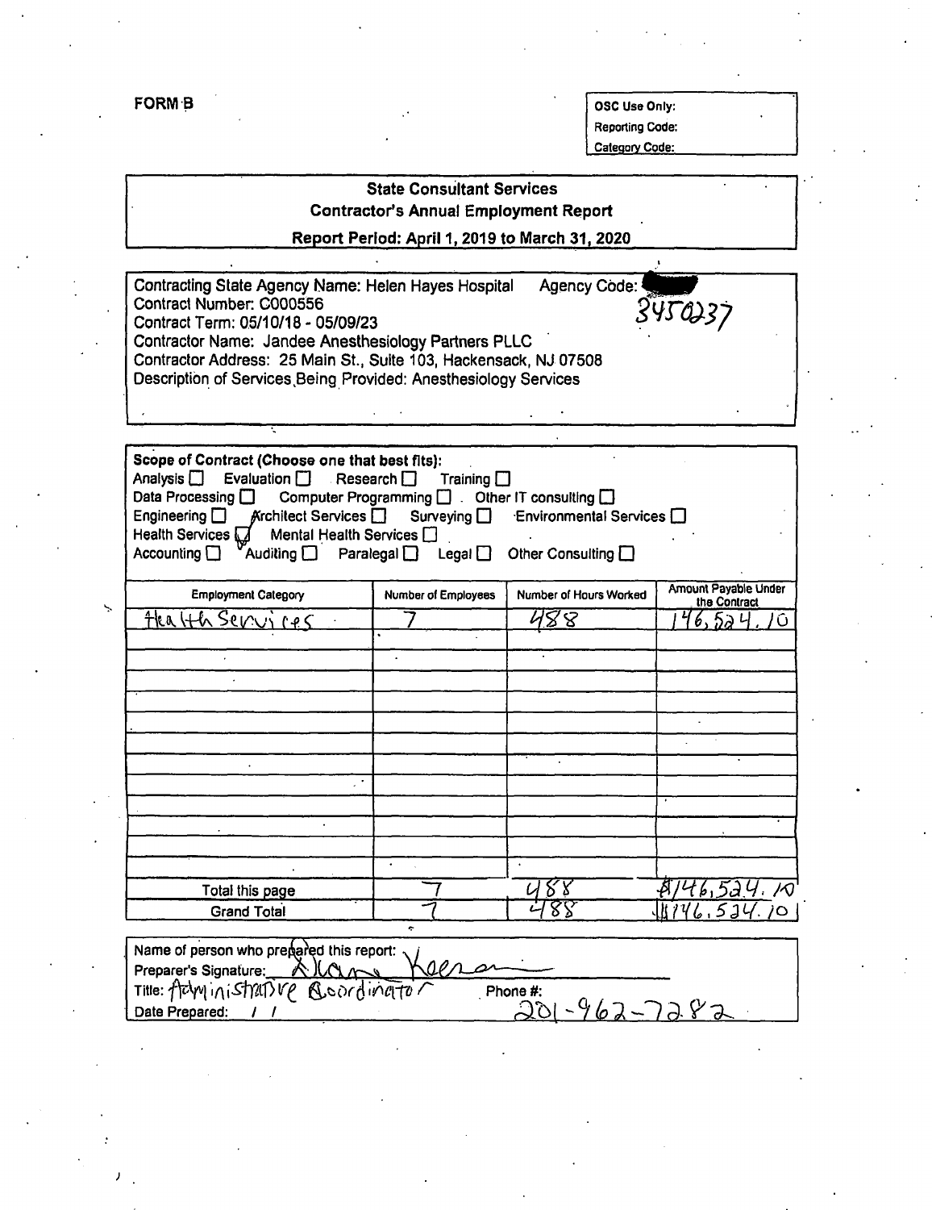FORM B

OSC Use Only:
Reporting Code:
Category Code:

## State Consultant Services
## Contractor's Annual Employment Report

**Report Period: April 1, 2019 to March 31, 2020**

Contracting State Agency Name: Helen Hayes Hospital Agency Code: 3450237
Contract Number: C000556
Contract Term: 05/10/18 - 05/09/23
Contractor Name: Jandee Anesthesiology Partners PLLC
Contractor Address: 25 Main St., Suite 103, Hackensack, NJ 07508
Description of Services Being Provided: Anesthesiology Services

**Scope of Contract (Choose one that best fits):**
Analysis ☐ Evaluation ☐ Research ☐ Training ☐
Data Processing ☐ Computer Programming ☐ Other IT consulting ☐
Engineering ☐ Architect Services ☐ Surveying ☐ Environmental Services ☐
Health Services ☑ Mental Health Services ☐
Accounting ☐ Auditing ☐ Paralegal ☐ Legal ☐ Other Consulting ☐

| Employment Category | Number of Employees | Number of Hours Worked | Amount Payable Under the Contract |
|---|---|---|---|
| Health Services | 7 | 488 | 146,524.10 |
| | | | |
| | | | |
| | | | |
| | | | |
| | | | |
| | | | |
| | | | |
| | | | |
| | | | |
| | | | |
| | | | |
| | | | |
| Total this page | 7 | 488 | $146,524.10 |
| Grand Total | 7 | 488 | $146,524.10 |

Name of person who prepared this report:
Preparer's Signature: Alana Keenan
Title: Administrative Coordinator Phone #: 201-962-7282
Date Prepared: / /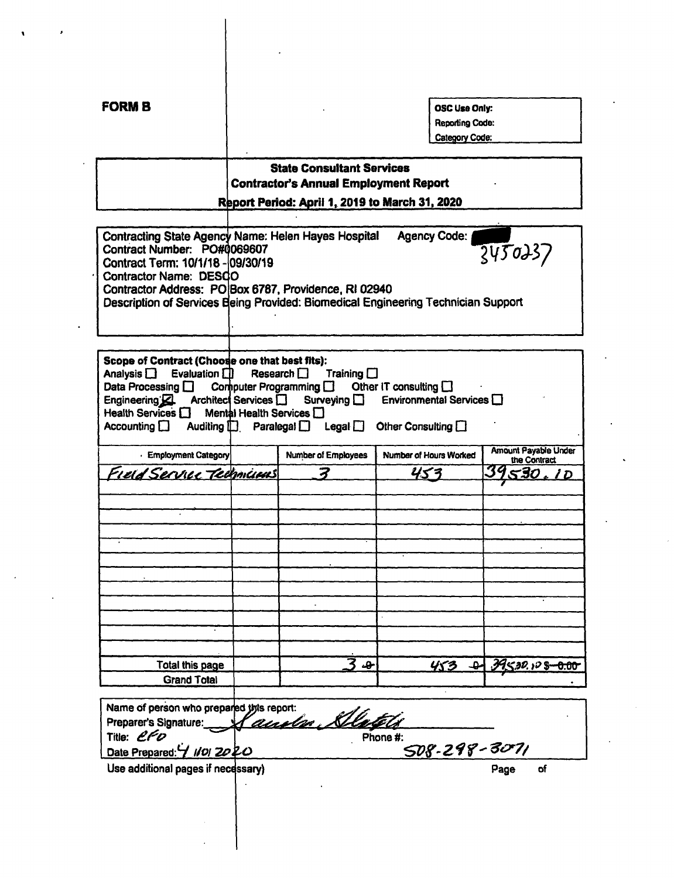**FORM B**

| OSC Use Only: |
|---|
| Reporting Code: |
| Category Code: |

## State Consultant Services
## Contractor's Annual Employment Report
### Report Period: April 1, 2019 to March 31, 2020

Contracting State Agency Name: Helen Hayes Hospital Agency Code: 3450237
Contract Number: PO#0069607
Contract Term: 10/1/18 - 09/30/19
Contractor Name: DESCO
Contractor Address: PO Box 6787, Providence, RI 02940
Description of Services Being Provided: Biomedical Engineering Technician Support

**Scope of Contract (Choose one that best fits):**
Analysis ☐ Evaluation ☐ Research ☐ Training ☐
Data Processing ☐ Computer Programming ☐ Other IT consulting ☐
Engineering ☒ Architect Services ☐ Surveying ☐ Environmental Services ☐
Health Services ☐ Mental Health Services ☐
Accounting ☐ Auditing ☐ Paralegal ☐ Legal ☐ Other Consulting ☐

| Employment Category | Number of Employees | Number of Hours Worked | Amount Payable Under the Contract |
|---|---|---|---|
| Field Service Technicians | 3 | 453 | 39,530.10 |
| | | | |
| | | | |
| | | | |
| | | | |
| | | | |
| | | | |
| | | | |
| | | | |
| | | | |
| | | | |
| | | | |
| | | | |
| Total this page | 3 ~~0~~ | 453 ~~0~~ | 39530.10 ~~$ 0.00~~ |
| Grand Total | | | |

Name of person who prepared this report:
Preparer's Signature: [signature]
Title: CFO Phone #: 508-298-3071
Date Prepared: 4/10/2020

Use additional pages if necessary) Page of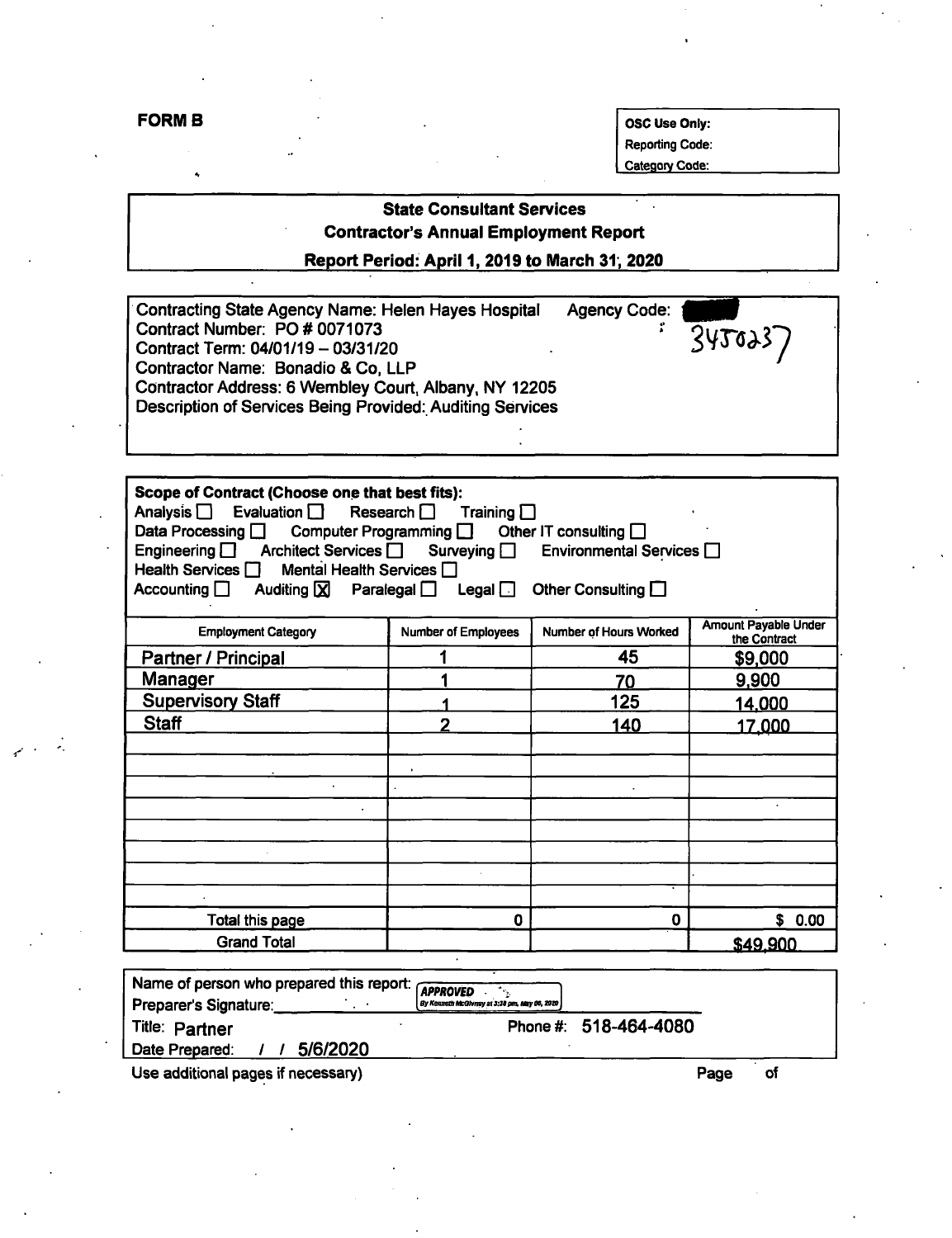**FORM B**

OSC Use Only:
Reporting Code:
Category Code:

## State Consultant Services
## Contractor's Annual Employment Report
## Report Period: April 1, 2019 to March 31, 2020

Contracting State Agency Name: Helen Hayes Hospital Agency Code: 3450237
Contract Number: PO # 0071073
Contract Term: 04/01/19 – 03/31/20
Contractor Name: Bonadio & Co, LLP
Contractor Address: 6 Wembley Court, Albany, NY 12205
Description of Services Being Provided: Auditing Services

**Scope of Contract (Choose one that best fits):**
Analysis ☐ Evaluation ☐ Research ☐ Training ☐
Data Processing ☐ Computer Programming ☐ Other IT consulting ☐
Engineering ☐ Architect Services ☐ Surveying ☐ Environmental Services ☐
Health Services ☐ Mental Health Services ☐
Accounting ☐ Auditing ☒ Paralegal ☐ Legal ☐ Other Consulting ☐

| Employment Category | Number of Employees | Number of Hours Worked | Amount Payable Under the Contract |
|---|---|---|---|
| Partner / Principal | 1 | 45 | $9,000 |
| Manager | 1 | 70 | 9,900 |
| Supervisory Staff | 1 | 125 | 14,000 |
| Staff | 2 | 140 | 17,000 |
| | | | |
| | | | |
| | | | |
| | | | |
| | | | |
| | | | |
| | | | |
| | | | |
| Total this page | 0 | 0 | $ 0.00 |
| Grand Total | | | $49,900 |

Name of person who prepared this report: APPROVED By Kenneth McGivney at 3:38 pm, May 06, 2020
Preparer's Signature:
Title: Partner Phone #: 518-464-4080
Date Prepared: / / 5/6/2020

Use additional pages if necessary) Page of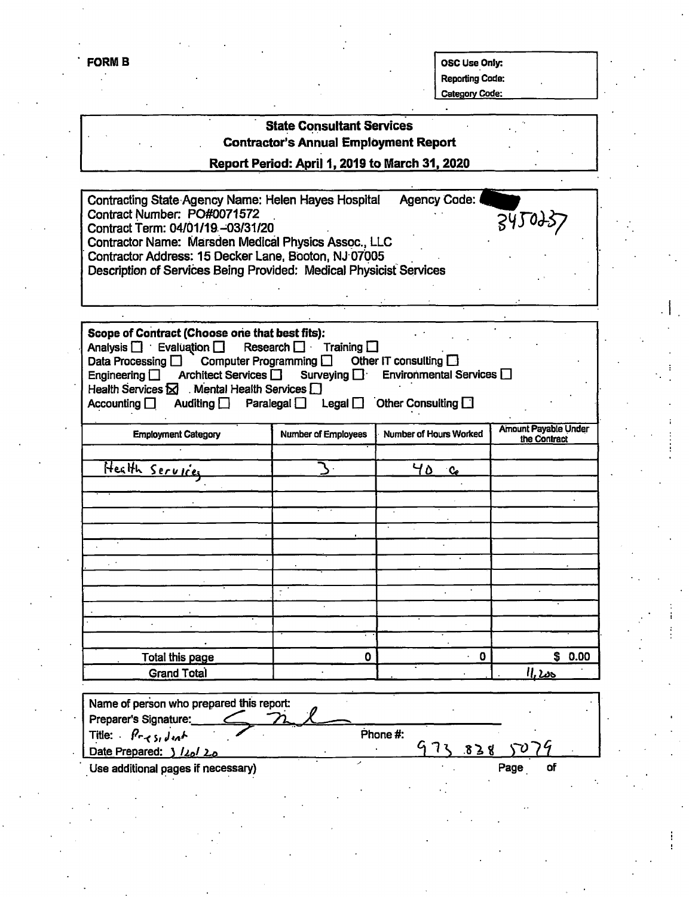**FORM B**

| OSC Use Only: |
|---|
| Reporting Code: |
| Category Code: |

## State Consultant Services
## Contractor's Annual Employment Report
## Report Period: April 1, 2019 to March 31, 2020

Contracting State Agency Name: Helen Hayes Hospital  Agency Code: 3450237
Contract Number: PO#0071572
Contract Term: 04/01/19 - 03/31/20
Contractor Name: Marsden Medical Physics Assoc., LLC
Contractor Address: 15 Decker Lane, Booton, NJ 07005
Description of Services Being Provided: Medical Physicist Services

**Scope of Contract (Choose one that best fits):**
Analysis ☐ Evaluation ☐ Research ☐ Training ☐
Data Processing ☐ Computer Programming ☐ Other IT consulting ☐
Engineering ☐ Architect Services ☐ Surveying ☐ Environmental Services ☐
Health Services ☒ Mental Health Services ☐
Accounting ☐ Auditing ☐ Paralegal ☐ Legal ☐ Other Consulting ☐

| Employment Category | Number of Employees | Number of Hours Worked | Amount Payable Under the Contract |
|---|---|---|---|
| | | | |
| Health Services | 3 | 40 ea | |
| | | | |
| | | | |
| | | | |
| | | | |
| | | | |
| | | | |
| | | | |
| | | | |
| | | | |
| | | | |
| | | | |
| Total this page | 0 | 0 | $ 0.00 |
| Grand Total | | | 11,200 |

Name of person who prepared this report:
Preparer's Signature: [signature]
Title: President  Phone #: 973 838 5079
Date Prepared: 3/20/20

Use additional pages if necessary)  Page ___ of ___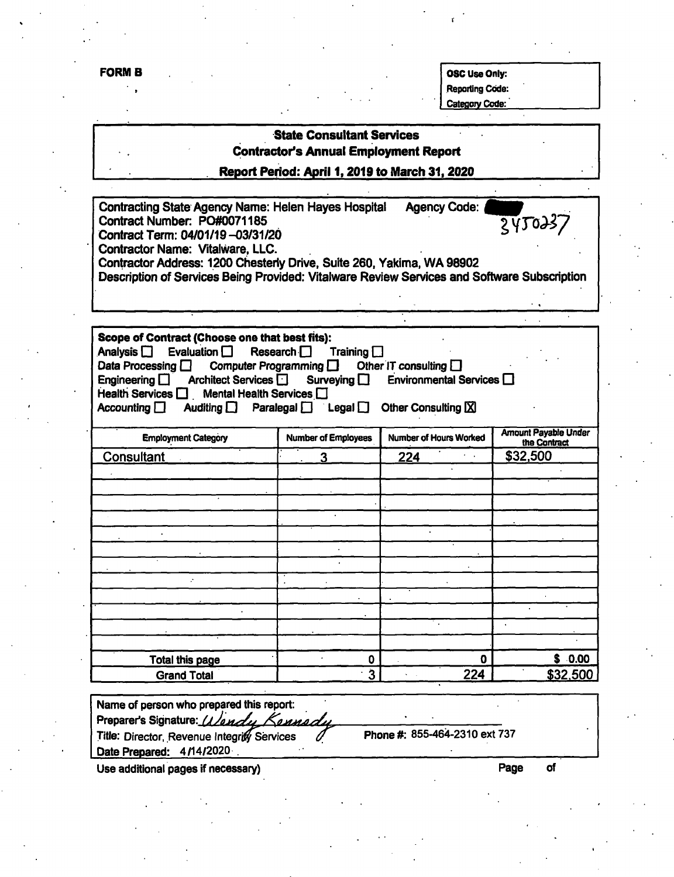**FORM B**

| OSC Use Only: |
|---|
| Reporting Code: |
| Category Code: |

**State Consultant Services**
**Contractor's Annual Employment Report**
**Report Period: April 1, 2019 to March 31, 2020**

Contracting State Agency Name: Helen Hayes Hospital Agency Code: 3450237
Contract Number: PO#0071185
Contract Term: 04/01/19 –03/31/20
Contractor Name: Vitalware, LLC.
Contractor Address: 1200 Chesterly Drive, Suite 260, Yakima, WA 98902
Description of Services Being Provided: Vitalware Review Services and Software Subscription

**Scope of Contract (Choose one that best fits):**
Analysis ☐ Evaluation ☐ Research ☐ Training ☐
Data Processing ☐ Computer Programming ☐ Other IT consulting ☐
Engineering ☐ Architect Services ☐ Surveying ☐ Environmental Services ☐
Health Services ☐ Mental Health Services ☐
Accounting ☐ Auditing ☐ Paralegal ☐ Legal ☐ Other Consulting ☒

| Employment Category | Number of Employees | Number of Hours Worked | Amount Payable Under the Contract |
|---|---|---|---|
| Consultant | 3 | 224 | $32,500 |
| | | | |
| | | | |
| | | | |
| | | | |
| | | | |
| | | | |
| | | | |
| | | | |
| | | | |
| | | | |
| | | | |
| | | | |
| Total this page | 0 | 0 | $ 0.00 |
| Grand Total | 3 | 224 | $32,500 |

Name of person who prepared this report:
Preparer's Signature: *Wendy Kennedy*
Title: Director, Revenue Integrity Services Phone #: 855-464-2310 ext 737
Date Prepared: 4/14/2020

Use additional pages if necessary) Page of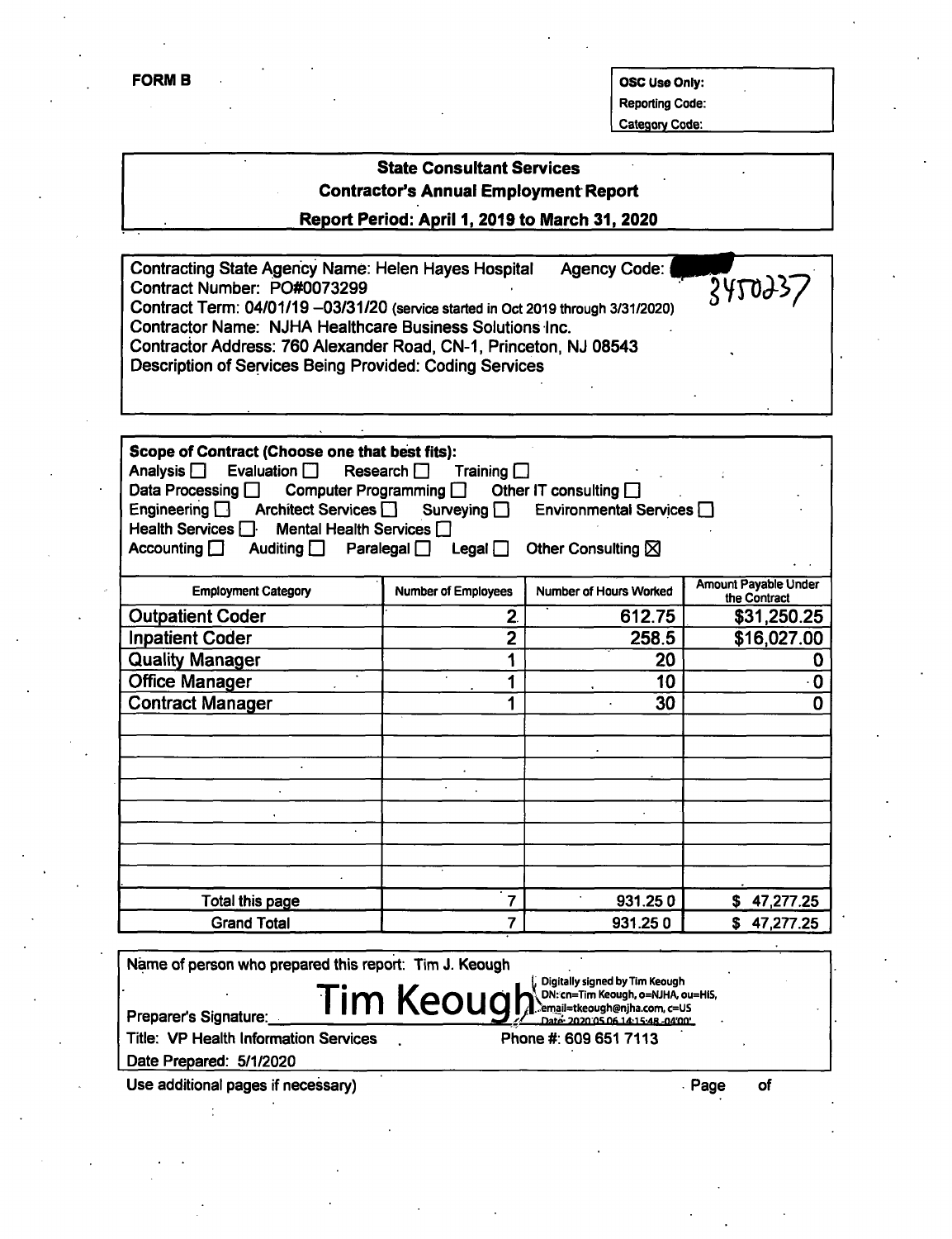**FORM B**

| |
|---|
| **OSC Use Only:** |
| **Reporting Code:** |
| **Category Code:** |

## State Consultant Services
## Contractor's Annual Employment Report
## Report Period: April 1, 2019 to March 31, 2020

Contracting State Agency Name: Helen Hayes Hospital Agency Code: 3450237

Contract Number: PO#0073299

Contract Term: 04/01/19 –03/31/20 (service started in Oct 2019 through 3/31/2020)

Contractor Name: NJHA Healthcare Business Solutions Inc.

Contractor Address: 760 Alexander Road, CN-1, Princeton, NJ 08543

Description of Services Being Provided: Coding Services

**Scope of Contract (Choose one that best fits):**

Analysis ☐ Evaluation ☐ Research ☐ Training ☐

Data Processing ☐ Computer Programming ☐ Other IT consulting ☐

Engineering ☐ Architect Services ☐ Surveying ☐ Environmental Services ☐

Health Services ☐ Mental Health Services ☐

Accounting ☐ Auditing ☐ Paralegal ☐ Legal ☐ Other Consulting ☒

| Employment Category | Number of Employees | Number of Hours Worked | Amount Payable Under the Contract |
|---|---|---|---|
| Outpatient Coder | 2 | 612.75 | $31,250.25 |
| Inpatient Coder | 2 | 258.5 | $16,027.00 |
| Quality Manager | 1 | 20 | 0 |
| Office Manager | 1 | 10 | 0 |
| Contract Manager | 1 | 30 | 0 |
| | | | |
| | | | |
| | | | |
| | | | |
| | | | |
| | | | |
| | | | |
| | | | |
| Total this page | 7 | 931.25 0 | $ 47,277.25 |
| Grand Total | 7 | 931.25 0 | $ 47,277.25 |

Name of person who prepared this report: Tim J. Keough

Preparer's Signature: Tim Keough Digitally signed by Tim Keough DN: cn=Tim Keough, o=NJHA, ou=HIS, email=tkeough@njha.com, c=US Date: 2020.05.06 14:15:48 -04'00'

Title: VP Health Information Services Phone #: 609 651 7113

Date Prepared: 5/1/2020

Use additional pages if necessary) Page of